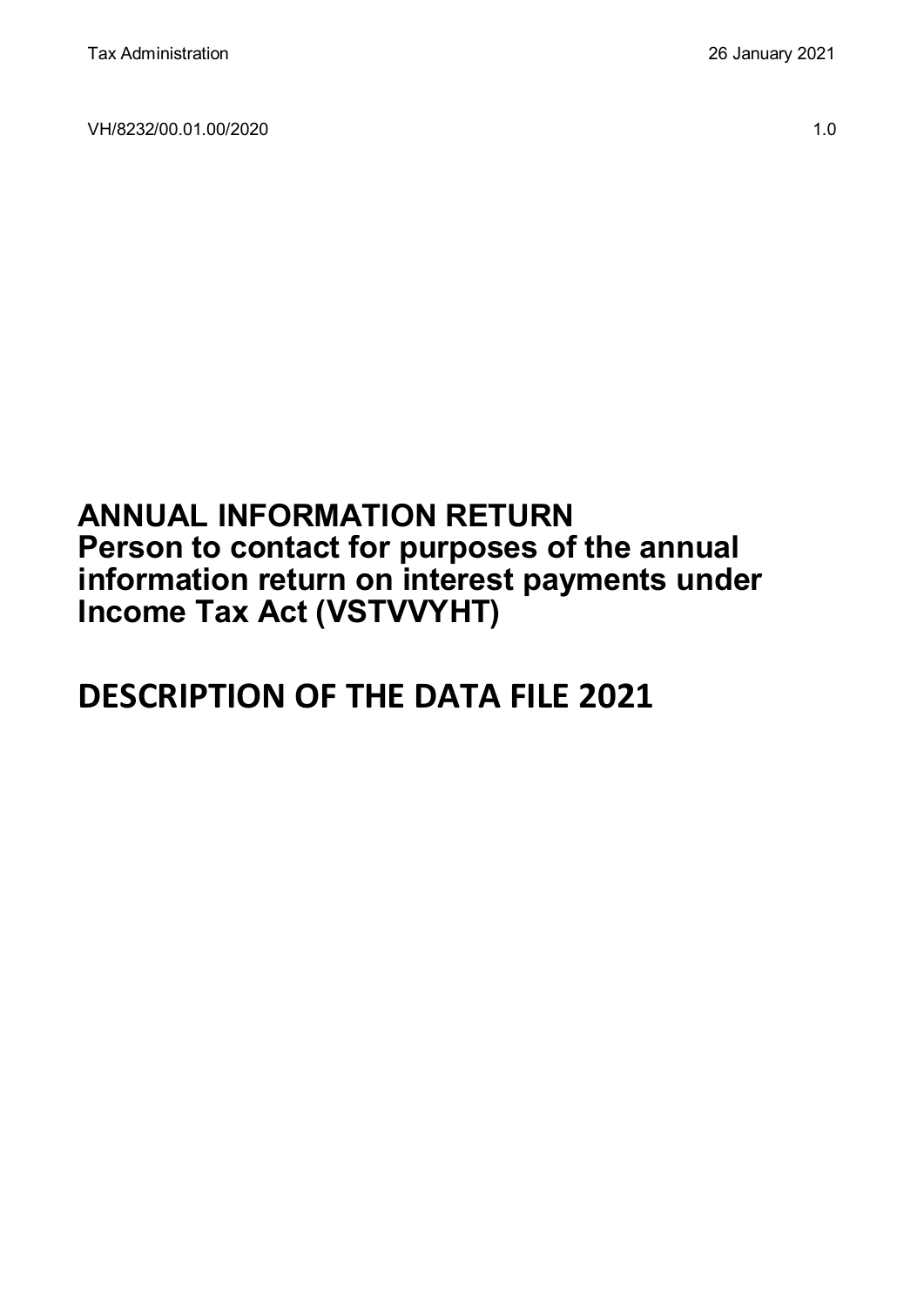Tax Administration 26 January 2021

VH/8232/00.01.00/2020 1.0

# ANNUAL INFORMATION RETURN
## Person to contact for purposes of the annual information return on interest payments under Income Tax Act (VSTVVYHT)

# DESCRIPTION OF THE DATA FILE 2021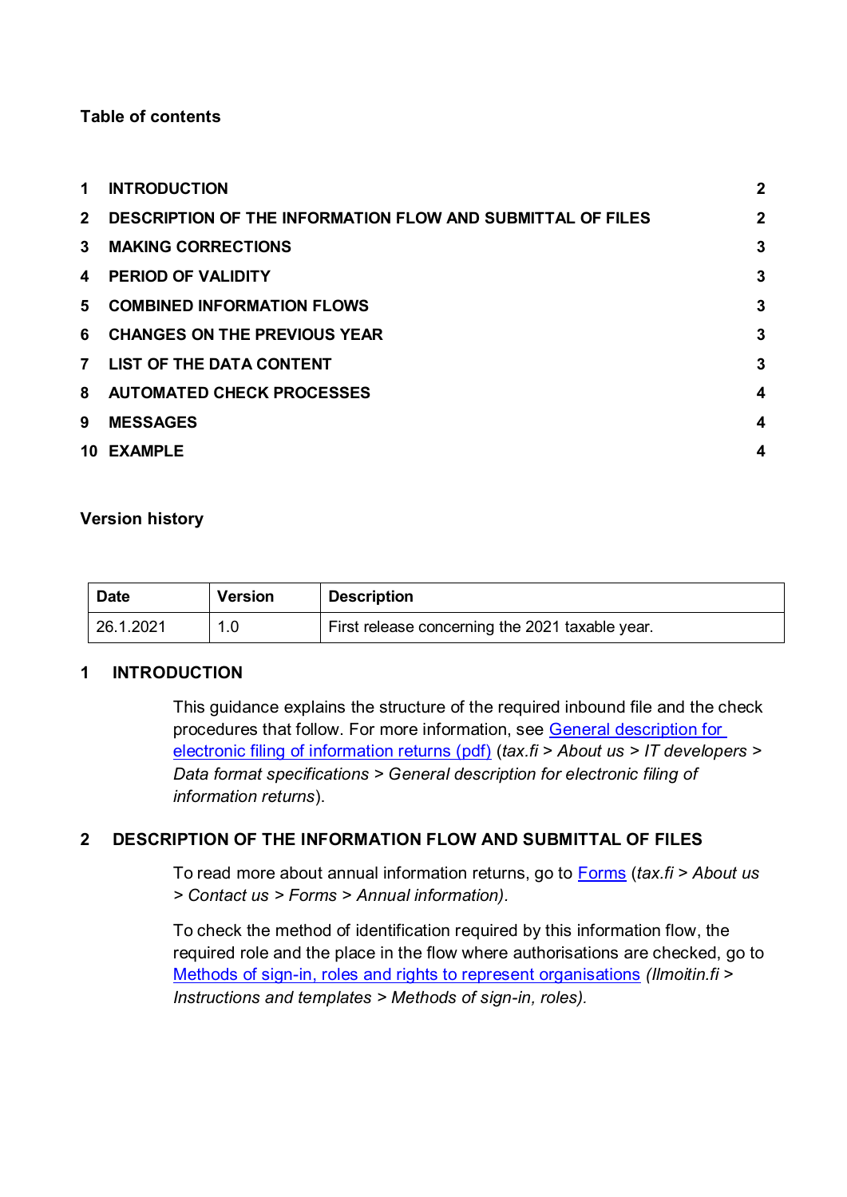**Table of contents**

| | | |
|---|---|---|
| 1 | INTRODUCTION | 2 |
| 2 | DESCRIPTION OF THE INFORMATION FLOW AND SUBMITTAL OF FILES | 2 |
| 3 | MAKING CORRECTIONS | 3 |
| 4 | PERIOD OF VALIDITY | 3 |
| 5 | COMBINED INFORMATION FLOWS | 3 |
| 6 | CHANGES ON THE PREVIOUS YEAR | 3 |
| 7 | LIST OF THE DATA CONTENT | 3 |
| 8 | AUTOMATED CHECK PROCESSES | 4 |
| 9 | MESSAGES | 4 |
| 10 | EXAMPLE | 4 |

**Version history**

| Date | Version | Description |
|---|---|---|
| 26.1.2021 | 1.0 | First release concerning the 2021 taxable year. |

# 1 INTRODUCTION

This guidance explains the structure of the required inbound file and the check procedures that follow. For more information, see General description for electronic filing of information returns (pdf) (*tax.fi > About us > IT developers > Data format specifications > General description for electronic filing of information returns*).

# 2 DESCRIPTION OF THE INFORMATION FLOW AND SUBMITTAL OF FILES

To read more about annual information returns, go to Forms (*tax.fi > About us > Contact us > Forms > Annual information).*

To check the method of identification required by this information flow, the required role and the place in the flow where authorisations are checked, go to Methods of sign-in, roles and rights to represent organisations *(Ilmoitin.fi > Instructions and templates > Methods of sign-in, roles).*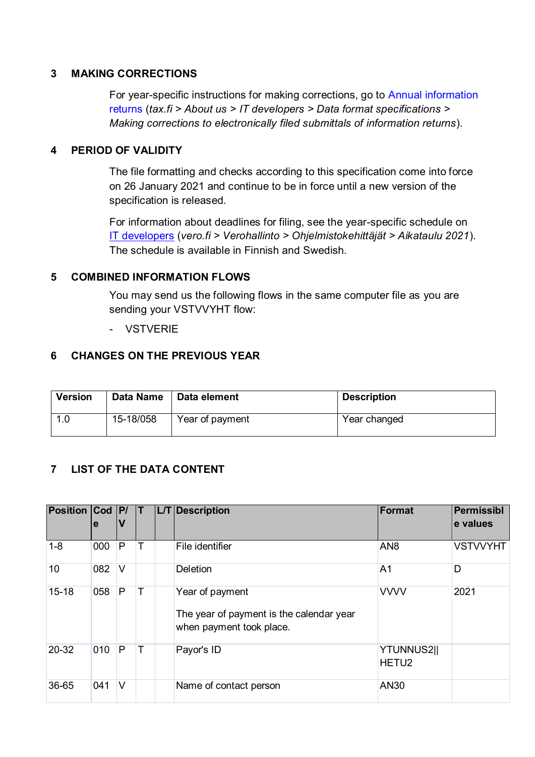## 3 MAKING CORRECTIONS

For year-specific instructions for making corrections, go to Annual information returns (*tax.fi > About us > IT developers > Data format specifications > Making corrections to electronically filed submittals of information returns*).

## 4 PERIOD OF VALIDITY

The file formatting and checks according to this specification come into force on 26 January 2021 and continue to be in force until a new version of the specification is released.

For information about deadlines for filing, see the year-specific schedule on IT developers (*vero.fi > Verohallinto > Ohjelmistokehittäjät > Aikataulu 2021*). The schedule is available in Finnish and Swedish.

## 5 COMBINED INFORMATION FLOWS

You may send us the following flows in the same computer file as you are sending your VSTVVYHT flow:

- VSTVERIE

## 6 CHANGES ON THE PREVIOUS YEAR

| Version | Data Name | Data element | Description |
|---|---|---|---|
| 1.0 | 15-18/058 | Year of payment | Year changed |

## 7 LIST OF THE DATA CONTENT

| Position | Code | P/V | T | L/T | Description | Format | Permissible values |
|---|---|---|---|---|---|---|---|
| 1-8 | 000 | P | T | | File identifier | AN8 | VSTVVYHT |
| 10 | 082 | V | | | Deletion | A1 | D |
| 15-18 | 058 | P | T | | Year of payment<br><br>The year of payment is the calendar year when payment took place. | VVVV | 2021 |
| 20-32 | 010 | P | T | | Payor's ID | YTUNNUS2\|\|HETU2 | |
| 36-65 | 041 | V | | | Name of contact person | AN30 | |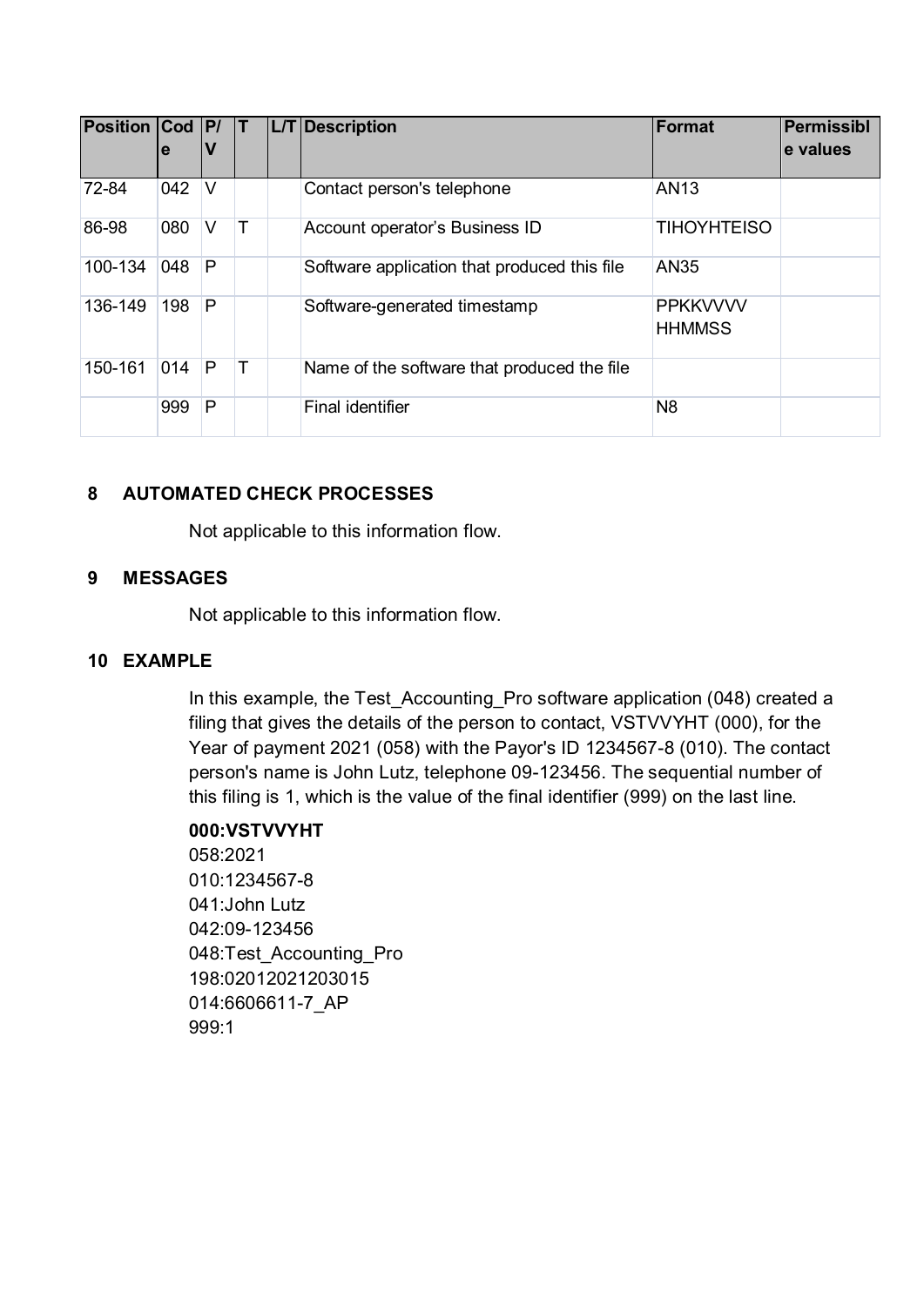| Position | Code | P/V | T | L/T | Description | Format | Permissible values |
|---|---|---|---|---|---|---|---|
| 72-84 | 042 | V | | | Contact person's telephone | AN13 | |
| 86-98 | 080 | V | T | | Account operator's Business ID | TIHOYHTEISO | |
| 100-134 | 048 | P | | | Software application that produced this file | AN35 | |
| 136-149 | 198 | P | | | Software-generated timestamp | PPKKVVVV HHMMSS | |
| 150-161 | 014 | P | T | | Name of the software that produced the file | | |
| | 999 | P | | | Final identifier | N8 | |

## 8 AUTOMATED CHECK PROCESSES

Not applicable to this information flow.

## 9 MESSAGES

Not applicable to this information flow.

## 10 EXAMPLE

In this example, the Test_Accounting_Pro software application (048) created a filing that gives the details of the person to contact, VSTVVYHT (000), for the Year of payment 2021 (058) with the Payor's ID 1234567-8 (010). The contact person's name is John Lutz, telephone 09-123456. The sequential number of this filing is 1, which is the value of the final identifier (999) on the last line.

**000:VSTVVYHT**
058:2021
010:1234567-8
041:John Lutz
042:09-123456
048:Test_Accounting_Pro
198:02012021203015
014:6606611-7_AP
999:1